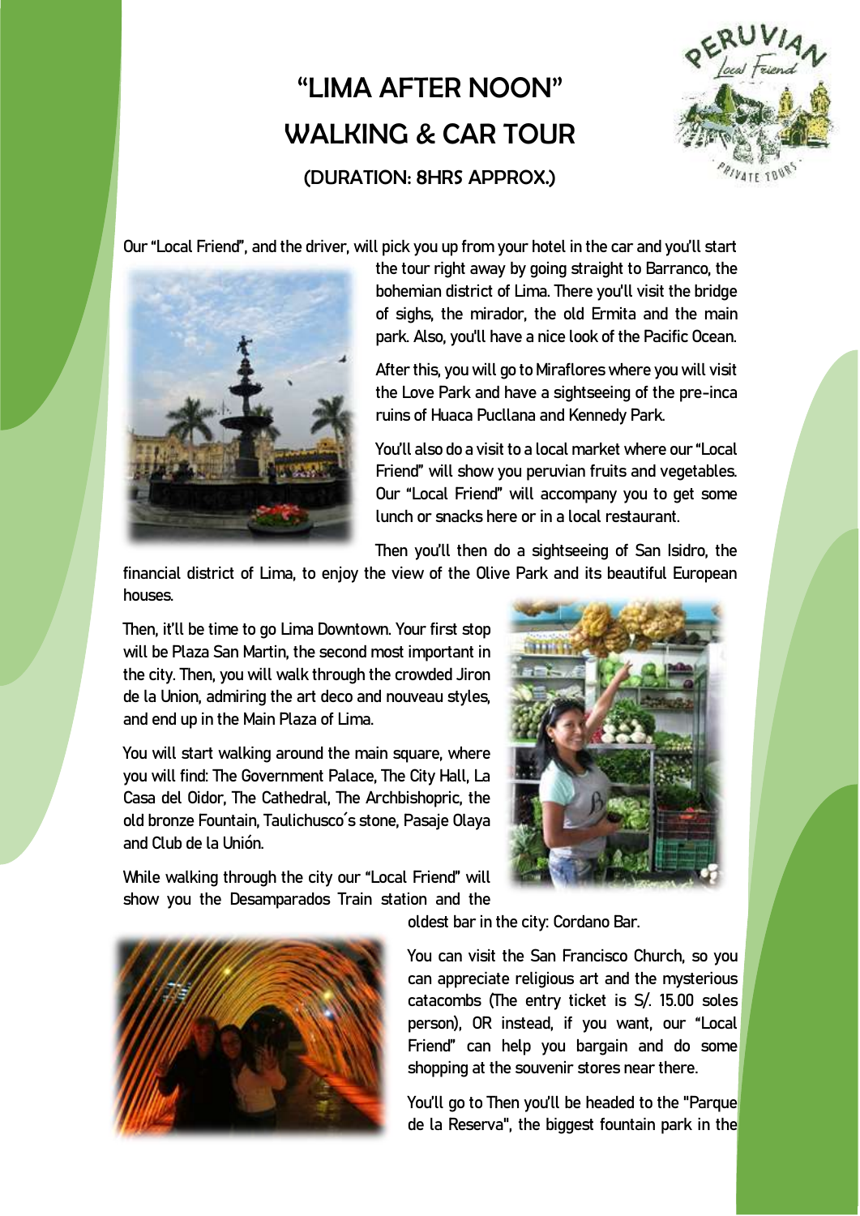# "LIMA AFTER NOON"
# WALKING & CAR TOUR

### (DURATION: 8HRS APPROX.)

Our "Local Friend", and the driver, will pick you up from your hotel in the car and you'll start the tour right away by going straight to Barranco, the bohemian district of Lima. There you'll visit the bridge of sighs, the mirador, the old Ermita and the main park. Also, you'll have a nice look of the Pacific Ocean.

After this, you will go to Miraflores where you will visit the Love Park and have a sightseeing of the pre-inca ruins of Huaca Pucllana and Kennedy Park.

You'll also do a visit to a local market where our "Local Friend" will show you peruvian fruits and vegetables. Our "Local Friend" will accompany you to get some lunch or snacks here or in a local restaurant.

Then you'll then do a sightseeing of San Isidro, the financial district of Lima, to enjoy the view of the Olive Park and its beautiful European houses.

Then, it'll be time to go Lima Downtown. Your first stop will be Plaza San Martin, the second most important in the city. Then, you will walk through the crowded Jiron de la Union, admiring the art deco and nouveau styles, and end up in the Main Plaza of Lima.

You will start walking around the main square, where you will find: The Government Palace, The City Hall, La Casa del Oidor, The Cathedral, The Archbishopric, the old bronze Fountain, Taulichusco´s stone, Pasaje Olaya and Club de la Unión.

While walking through the city our "Local Friend" will show you the Desamparados Train station and the oldest bar in the city: Cordano Bar.

You can visit the San Francisco Church, so you can appreciate religious art and the mysterious catacombs (The entry ticket is S/. 15.00 soles person), OR instead, if you want, our "Local Friend" can help you bargain and do some shopping at the souvenir stores near there.

You'll go to Then you'll be headed to the "Parque de la Reserva", the biggest fountain park in the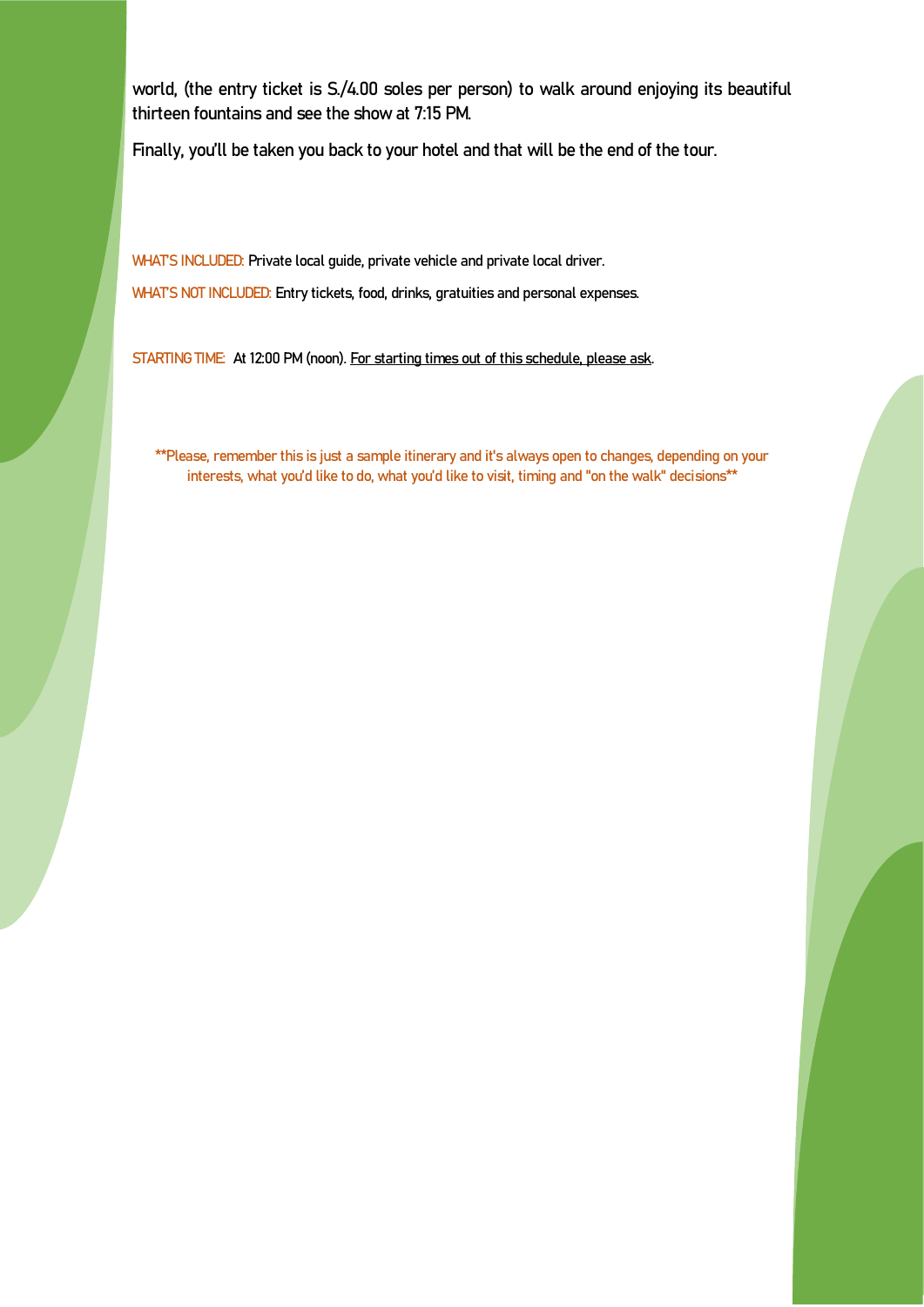world, (the entry ticket is S./4.00 soles per person) to walk around enjoying its beautiful thirteen fountains and see the show at 7:15 PM.

Finally, you'll be taken you back to your hotel and that will be the end of the tour.

WHAT'S INCLUDED: Private local guide, private vehicle and private local driver.

WHAT'S NOT INCLUDED: Entry tickets, food, drinks, gratuities and personal expenses.

STARTING TIME: At 12:00 PM (noon). For starting times out of this schedule, please ask.

**Please, remember this is just a sample itinerary and it's always open to changes, depending on your interests, what you'd like to do, what you'd like to visit, timing and "on the walk" decisions**